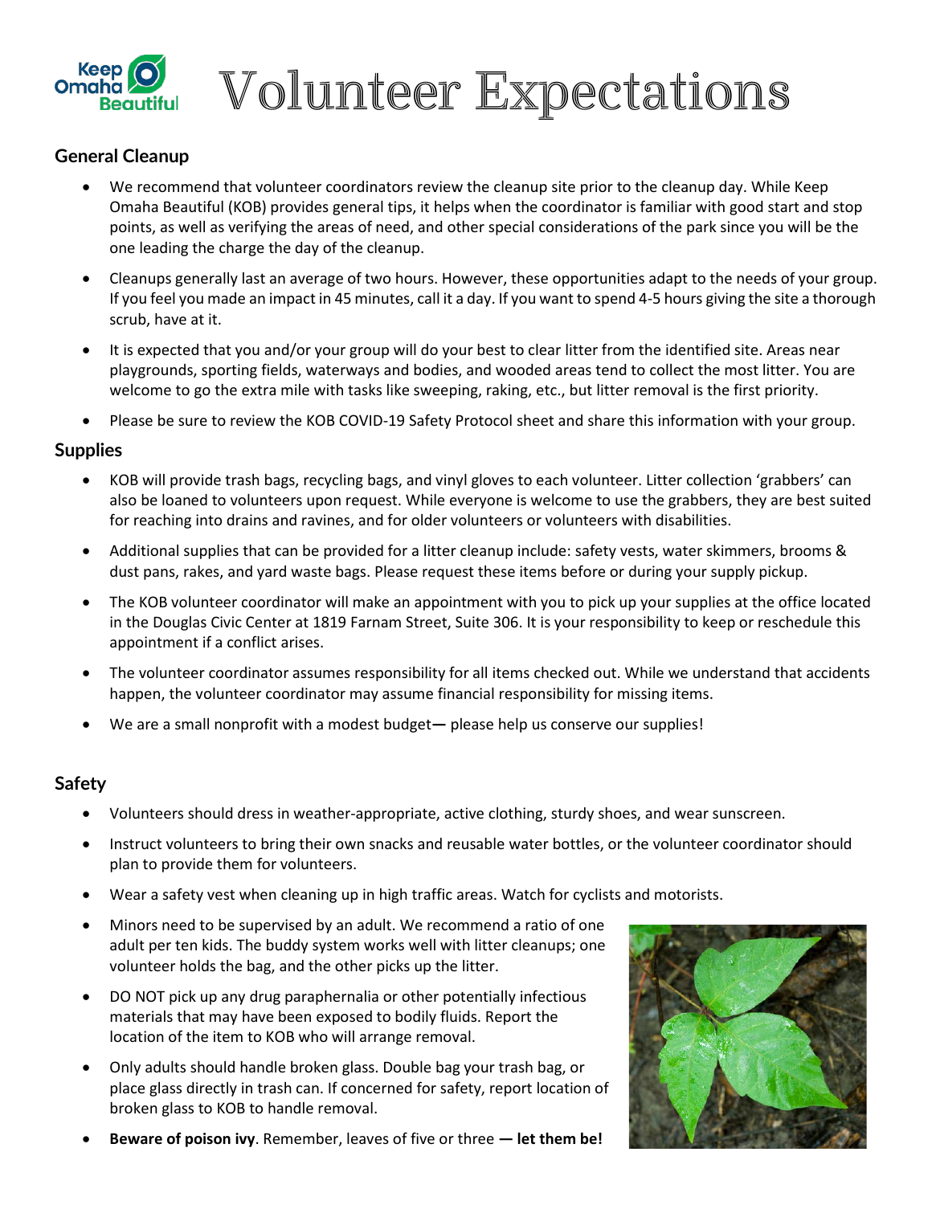# Volunteer Expectations

## General Cleanup

- We recommend that volunteer coordinators review the cleanup site prior to the cleanup day. While Keep Omaha Beautiful (KOB) provides general tips, it helps when the coordinator is familiar with good start and stop points, as well as verifying the areas of need, and other special considerations of the park since you will be the one leading the charge the day of the cleanup.
- Cleanups generally last an average of two hours. However, these opportunities adapt to the needs of your group. If you feel you made an impact in 45 minutes, call it a day. If you want to spend 4-5 hours giving the site a thorough scrub, have at it.
- It is expected that you and/or your group will do your best to clear litter from the identified site. Areas near playgrounds, sporting fields, waterways and bodies, and wooded areas tend to collect the most litter. You are welcome to go the extra mile with tasks like sweeping, raking, etc., but litter removal is the first priority.
- Please be sure to review the KOB COVID-19 Safety Protocol sheet and share this information with your group.

## Supplies

- KOB will provide trash bags, recycling bags, and vinyl gloves to each volunteer. Litter collection 'grabbers' can also be loaned to volunteers upon request. While everyone is welcome to use the grabbers, they are best suited for reaching into drains and ravines, and for older volunteers or volunteers with disabilities.
- Additional supplies that can be provided for a litter cleanup include: safety vests, water skimmers, brooms & dust pans, rakes, and yard waste bags. Please request these items before or during your supply pickup.
- The KOB volunteer coordinator will make an appointment with you to pick up your supplies at the office located in the Douglas Civic Center at 1819 Farnam Street, Suite 306. It is your responsibility to keep or reschedule this appointment if a conflict arises.
- The volunteer coordinator assumes responsibility for all items checked out. While we understand that accidents happen, the volunteer coordinator may assume financial responsibility for missing items.
- We are a small nonprofit with a modest budget— please help us conserve our supplies!

## Safety

- Volunteers should dress in weather-appropriate, active clothing, sturdy shoes, and wear sunscreen.
- Instruct volunteers to bring their own snacks and reusable water bottles, or the volunteer coordinator should plan to provide them for volunteers.
- Wear a safety vest when cleaning up in high traffic areas. Watch for cyclists and motorists.
- Minors need to be supervised by an adult. We recommend a ratio of one adult per ten kids. The buddy system works well with litter cleanups; one volunteer holds the bag, and the other picks up the litter.
- DO NOT pick up any drug paraphernalia or other potentially infectious materials that may have been exposed to bodily fluids. Report the location of the item to KOB who will arrange removal.
- Only adults should handle broken glass. Double bag your trash bag, or place glass directly in trash can. If concerned for safety, report location of broken glass to KOB to handle removal.
- **Beware of poison ivy**. Remember, leaves of five or three **— let them be!**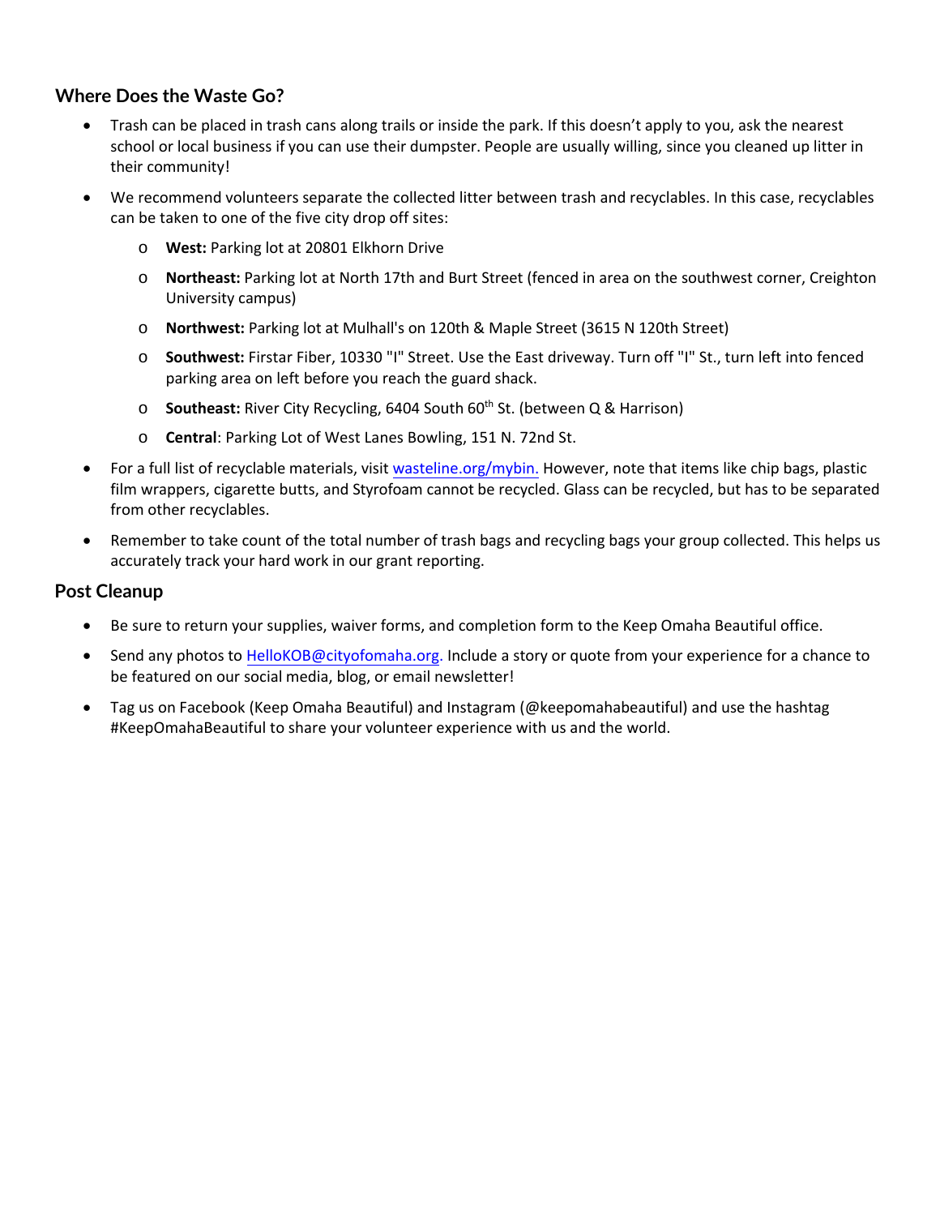## Where Does the Waste Go?

- Trash can be placed in trash cans along trails or inside the park. If this doesn't apply to you, ask the nearest school or local business if you can use their dumpster. People are usually willing, since you cleaned up litter in their community!
- We recommend volunteers separate the collected litter between trash and recyclables. In this case, recyclables can be taken to one of the five city drop off sites:
  - **West:** Parking lot at 20801 Elkhorn Drive
  - **Northeast:** Parking lot at North 17th and Burt Street (fenced in area on the southwest corner, Creighton University campus)
  - **Northwest:** Parking lot at Mulhall's on 120th & Maple Street (3615 N 120th Street)
  - **Southwest:** Firstar Fiber, 10330 "I" Street. Use the East driveway. Turn off "I" St., turn left into fenced parking area on left before you reach the guard shack.
  - **Southeast:** River City Recycling, 6404 South 60th St. (between Q & Harrison)
  - **Central**: Parking Lot of West Lanes Bowling, 151 N. 72nd St.
- For a full list of recyclable materials, visit wasteline.org/mybin. However, note that items like chip bags, plastic film wrappers, cigarette butts, and Styrofoam cannot be recycled. Glass can be recycled, but has to be separated from other recyclables.
- Remember to take count of the total number of trash bags and recycling bags your group collected. This helps us accurately track your hard work in our grant reporting.

## Post Cleanup

- Be sure to return your supplies, waiver forms, and completion form to the Keep Omaha Beautiful office.
- Send any photos to HelloKOB@cityofomaha.org. Include a story or quote from your experience for a chance to be featured on our social media, blog, or email newsletter!
- Tag us on Facebook (Keep Omaha Beautiful) and Instagram (@keepomahabeautiful) and use the hashtag #KeepOmahaBeautiful to share your volunteer experience with us and the world.